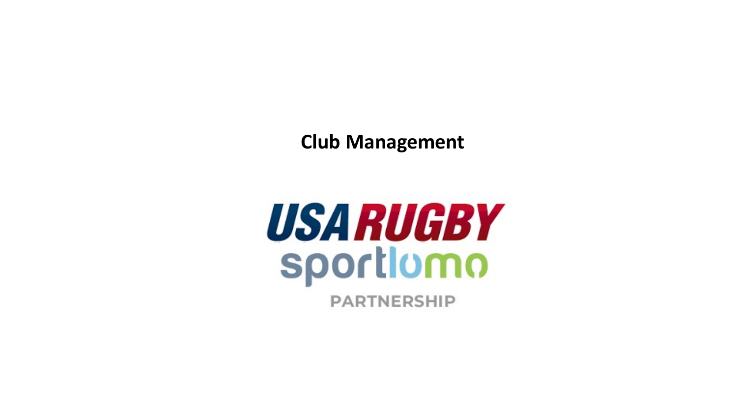# Club Management

USA RUGBY

sportlomo

PARTNERSHIP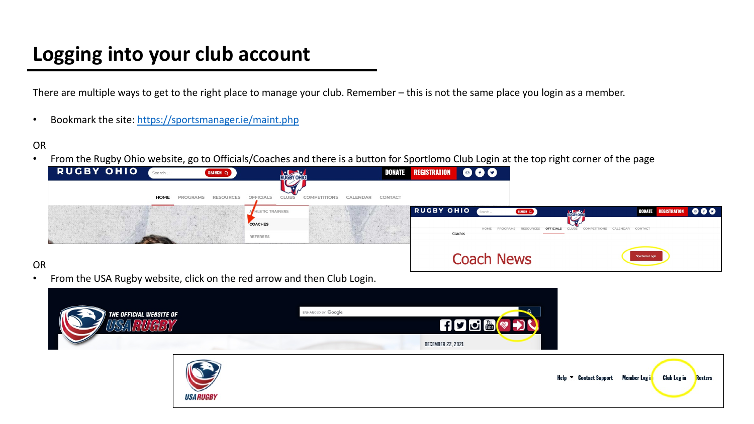# Logging into your club account

There are multiple ways to get to the right place to manage your club. Remember – this is not the same place you login as a member.

- Bookmark the site: https://sportsmanager.ie/maint.php

OR

- From the Rugby Ohio website, go to Officials/Coaches and there is a button for Sportlomo Club Login at the top right corner of the page

OR

- From the USA Rugby website, click on the red arrow and then Club Login.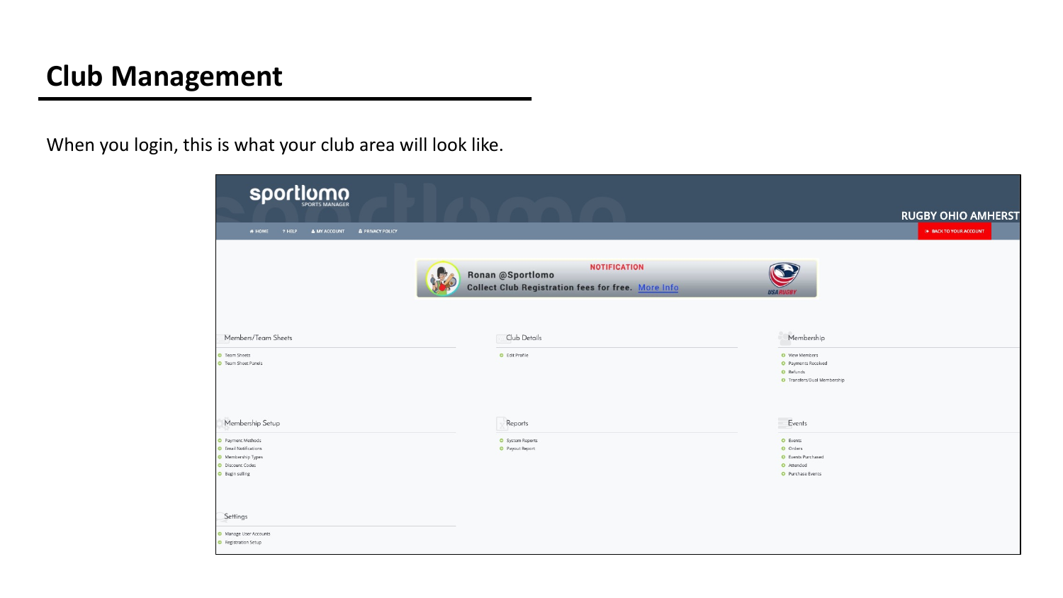# Club Management

When you login, this is what your club area will look like.

sportlomo SPORTS MANAGER

RUGBY OHIO AMHERST

HOME ? HELP MY ACCOUNT PRIVACY POLICY

BACK TO YOUR ACCOUNT

NOTIFICATION
Ronan @Sportlomo
Collect Club Registration fees for free. More Info

USA RUGBY

Members/Team Sheets
- Team Sheets
- Team Sheet Panels

Club Details
- Edit Profile

Membership
- View Members
- Payments Received
- Refunds
- Transfers/Dual Membership

Membership Setup
- Payment Methods
- Email Notifications
- Membership Types
- Discount Codes
- Begin selling

Reports
- System Reports
- Payout Report

Events
- Events
- Orders
- Events Purchased
- Attended
- Purchase Events

Settings
- Manage User Accounts
- Registration Setup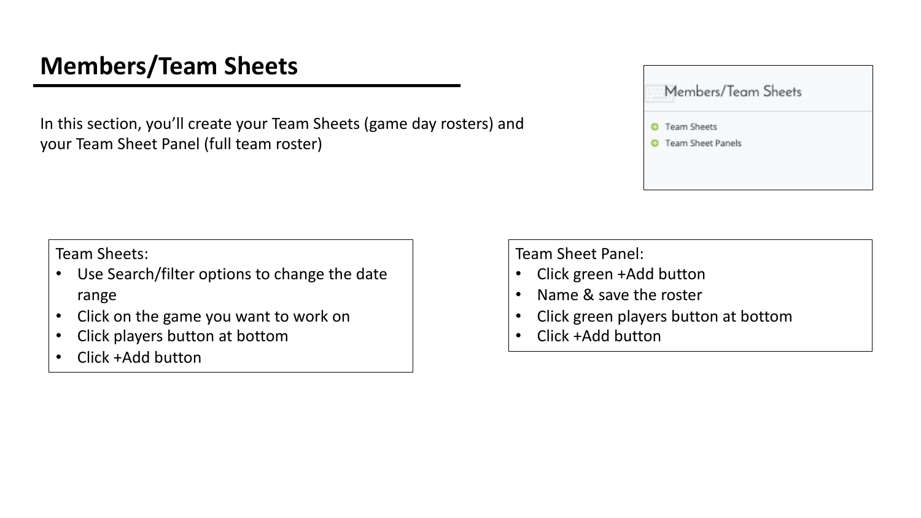# Members/Team Sheets

In this section, you'll create your Team Sheets (game day rosters) and your Team Sheet Panel (full team roster)

Members/Team Sheets

- Team Sheets
- Team Sheet Panels

Team Sheets:

- Use Search/filter options to change the date range
- Click on the game you want to work on
- Click players button at bottom
- Click +Add button

Team Sheet Panel:

- Click green +Add button
- Name & save the roster
- Click green players button at bottom
- Click +Add button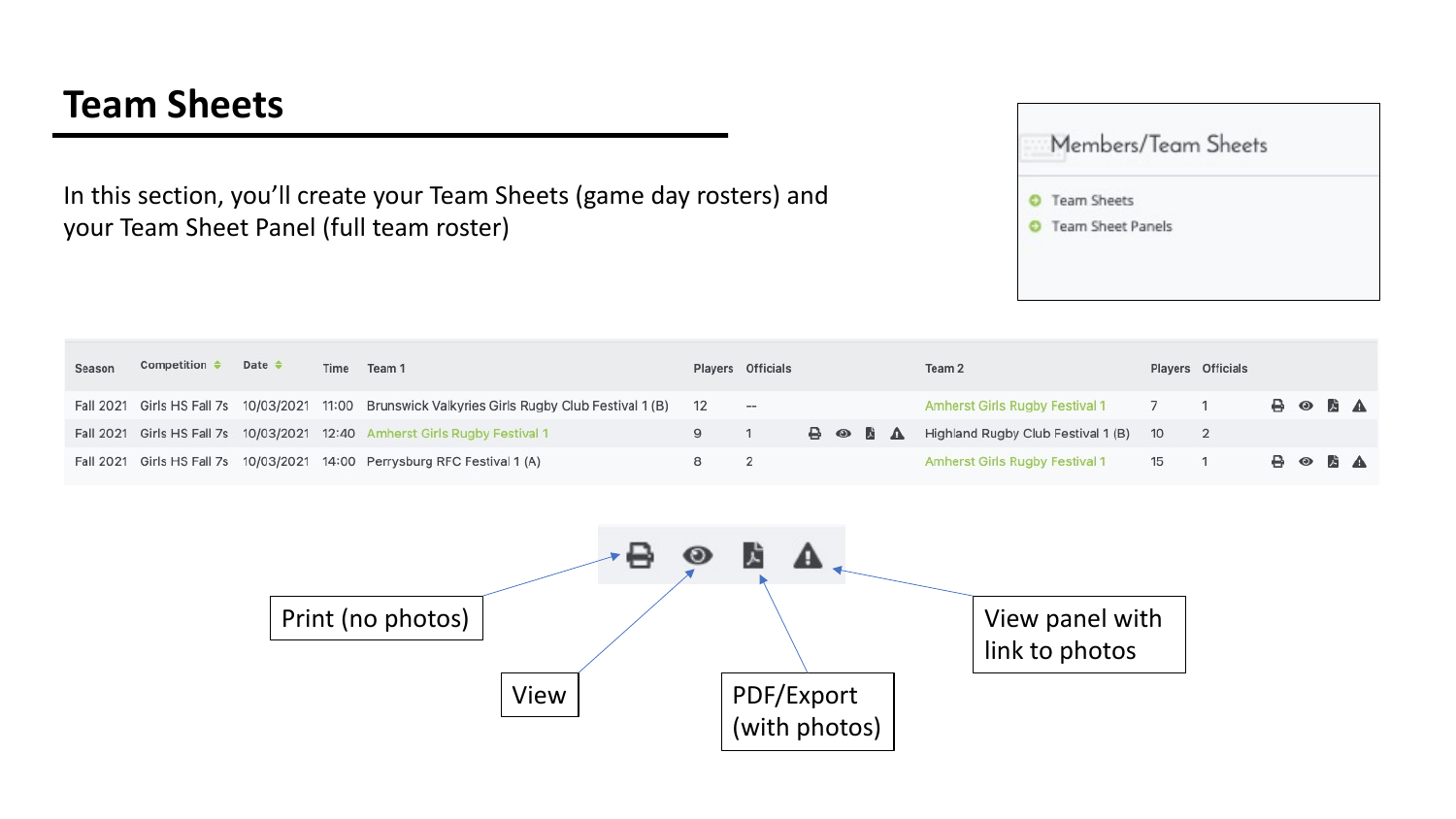# Team Sheets

In this section, you'll create your Team Sheets (game day rosters) and your Team Sheet Panel (full team roster)

Members/Team Sheets

- Team Sheets
- Team Sheet Panels

| Season | Competition | Date | Time | Team 1 | Players | Officials | | Team 2 | Players | Officials | |
|---|---|---|---|---|---|---|---|---|---|---|---|
| Fall 2021 | Girls HS Fall 7s | 10/03/2021 | 11:00 | Brunswick Valkyries Girls Rugby Club Festival 1 (B) | 12 | -- | | Amherst Girls Rugby Festival 1 | 7 | 1 | |
| Fall 2021 | Girls HS Fall 7s | 10/03/2021 | 12:40 | Amherst Girls Rugby Festival 1 | 9 | 1 | | Highland Rugby Club Festival 1 (B) | 10 | 2 | |
| Fall 2021 | Girls HS Fall 7s | 10/03/2021 | 14:00 | Perrysburg RFC Festival 1 (A) | 8 | 2 | | Amherst Girls Rugby Festival 1 | 15 | 1 | |

- Print (no photos)
- View
- PDF/Export (with photos)
- View panel with link to photos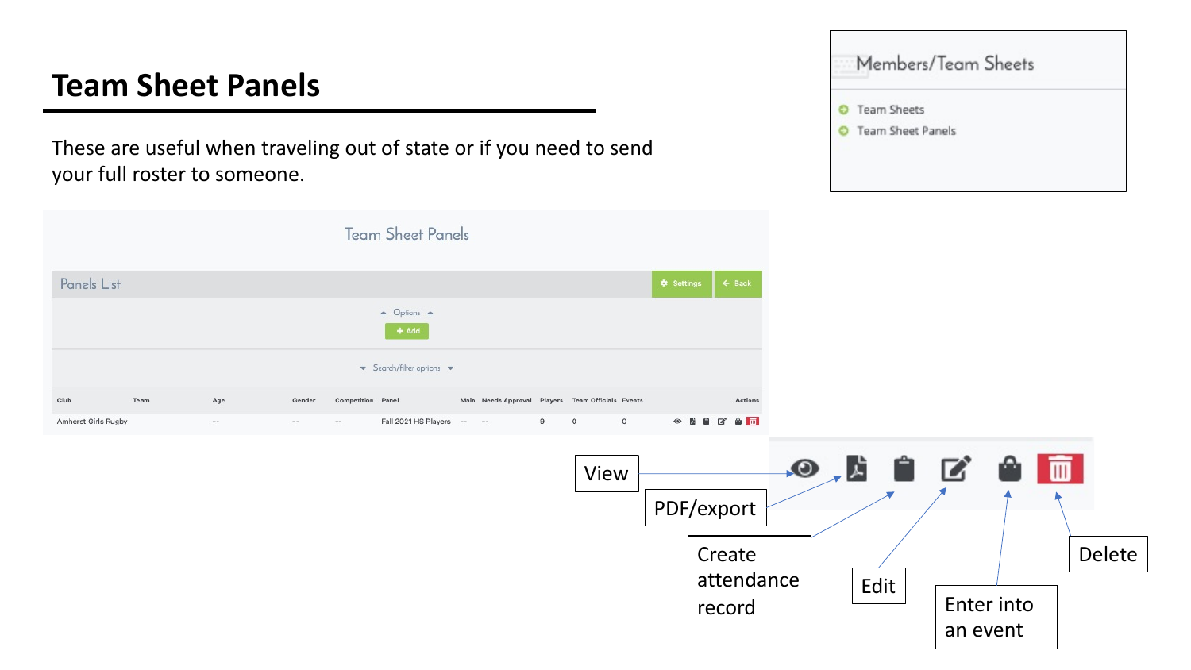# Team Sheet Panels

These are useful when traveling out of state or if you need to send your full roster to someone.

Members/Team Sheets

- Team Sheets
- Team Sheet Panels

Team Sheet Panels

Panels List

Settings | Back

Options

+ Add

Search/filter options

| Club | Team | Age | Gender | Competition | Panel | Main | Needs Approval | Players | Team Officials | Events | Actions |
|---|---|---|---|---|---|---|---|---|---|---|---|
| Amherst Girls Rugby | | -- | -- | -- | Fall 2021 HS Players | -- | -- | 9 | 0 | 0 | |

Actions:

- View
- PDF/export
- Create attendance record
- Edit
- Enter into an event
- Delete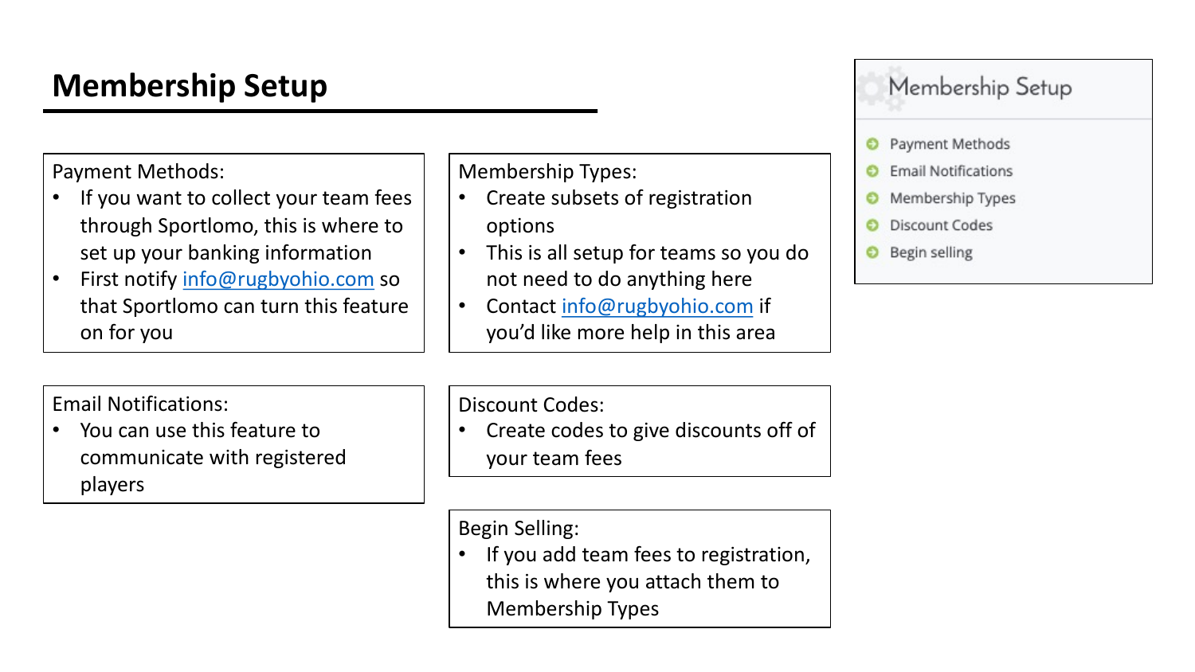# Membership Setup

Payment Methods:

- If you want to collect your team fees through Sportlomo, this is where to set up your banking information
- First notify info@rugbyohio.com so that Sportlomo can turn this feature on for you

Membership Types:

- Create subsets of registration options
- This is all setup for teams so you do not need to do anything here
- Contact info@rugbyohio.com if you'd like more help in this area

Email Notifications:

- You can use this feature to communicate with registered players

Discount Codes:

- Create codes to give discounts off of your team fees

Begin Selling:

- If you add team fees to registration, this is where you attach them to Membership Types

Membership Setup

- Payment Methods
- Email Notifications
- Membership Types
- Discount Codes
- Begin selling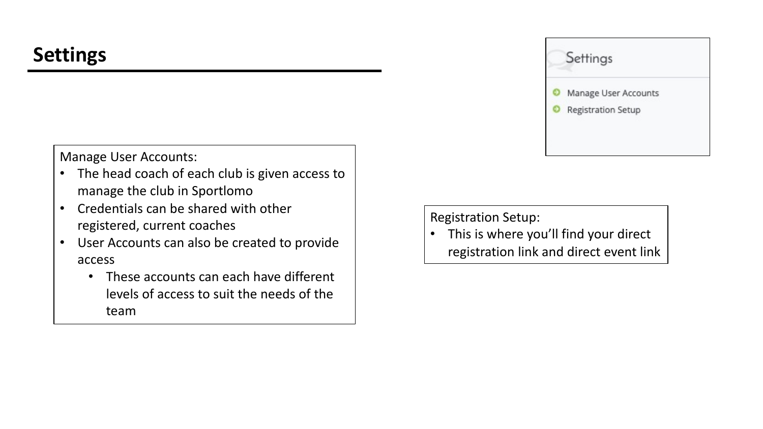# Settings

Settings

- Manage User Accounts
- Registration Setup

Manage User Accounts:

- The head coach of each club is given access to manage the club in Sportlomo
- Credentials can be shared with other registered, current coaches
- User Accounts can also be created to provide access
  - These accounts can each have different levels of access to suit the needs of the team

Registration Setup:

- This is where you'll find your direct registration link and direct event link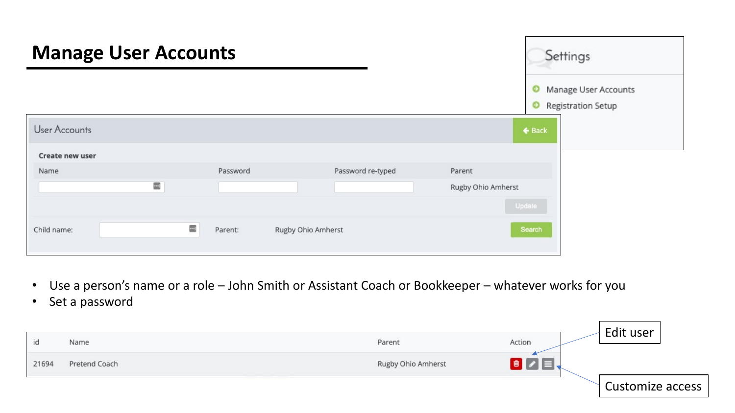# Manage User Accounts

Settings

- Manage User Accounts
- Registration Setup

User Accounts

Back

**Create new user**

| Name | Password | Password re-typed | Parent |
| --- | --- | --- | --- |
| | | | Rugby Ohio Amherst |

Update

Child name: Parent: Rugby Ohio Amherst Search

- Use a person's name or a role – John Smith or Assistant Coach or Bookkeeper – whatever works for you
- Set a password

| id | Name | Parent | Action |
| --- | --- | --- | --- |
| 21694 | Pretend Coach | Rugby Ohio Amherst | |

Edit user

Customize access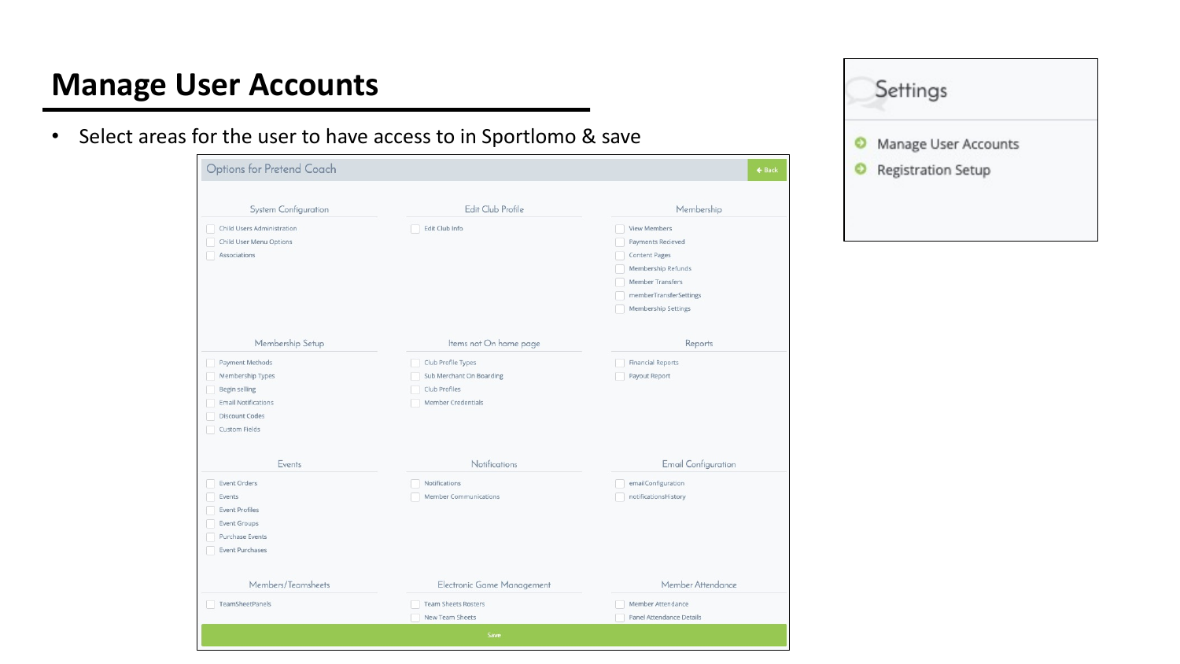# Manage User Accounts

- Select areas for the user to have access to in Sportlomo & save

Options for Pretend Coach

Back

**System Configuration**

- Child Users Administration
- Child User Menu Options
- Associations

**Edit Club Profile**

- Edit Club Info

**Membership**

- View Members
- Payments Recieved
- Content Pages
- Membership Refunds
- Member Transfers
- memberTransferSettings
- Membership Settings

**Membership Setup**

- Payment Methods
- Membership Types
- Begin selling
- Email Notifications
- Discount Codes
- Custom Fields

**Items not On home page**

- Club Profile Types
- Sub Merchant On Boarding
- Club Profiles
- Member Credentials

**Reports**

- Financial Reports
- Payout Report

**Events**

- Event Orders
- Events
- Event Profiles
- Event Groups
- Purchase Events
- Event Purchases

**Notifications**

- Notifications
- Member Communications

**Email Configuration**

- emailConfiguration
- notificationsHistory

**Members/Teamsheets**

- TeamSheetPanels

**Electronic Game Management**

- Team Sheets Rosters
- New Team Sheets

**Member Attendance**

- Member Attendance
- Panel Attendance Details

Save

**Settings**

- Manage User Accounts
- Registration Setup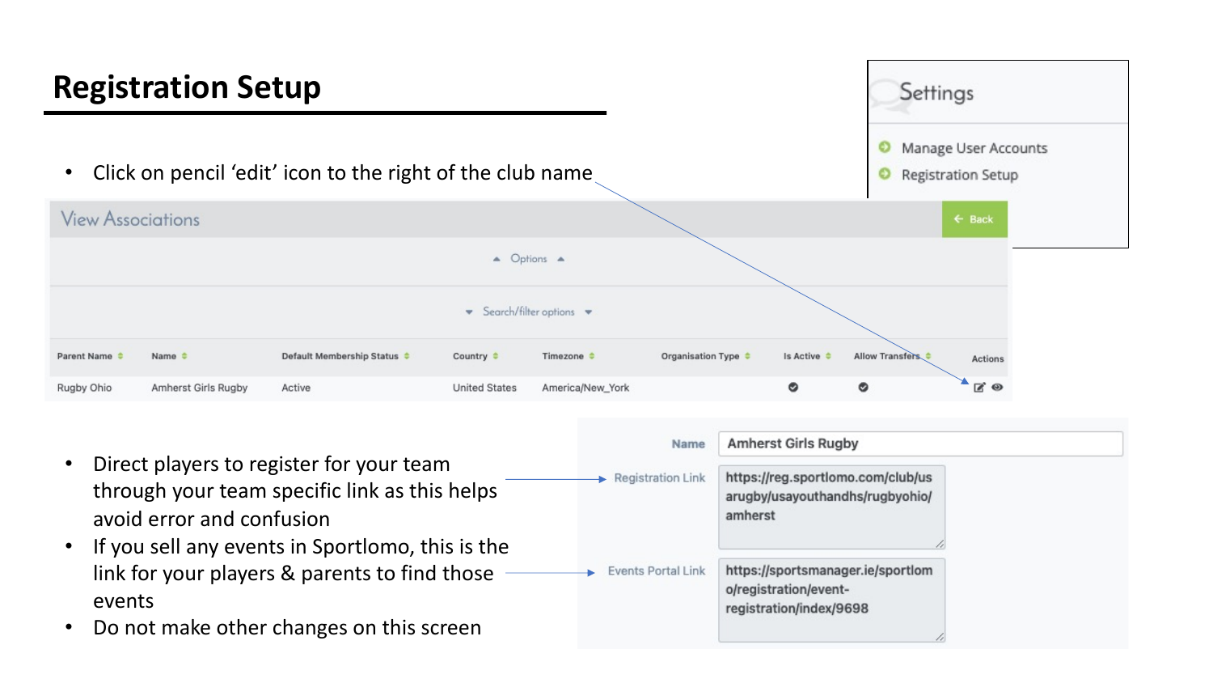# Registration Setup

**Settings**

- Manage User Accounts
- Registration Setup

- Click on pencil 'edit' icon to the right of the club name

**View Associations**

← Back

Options

Search/filter options

| Parent Name | Name | Default Membership Status | Country | Timezone | Organisation Type | Is Active | Allow Transfers | Actions |
| --- | --- | --- | --- | --- | --- | --- | --- | --- |
| Rugby Ohio | Amherst Girls Rugby | Active | United States | America/New_York | | ✔ | ✔ | |

- Direct players to register for your team through your team specific link as this helps avoid error and confusion
- If you sell any events in Sportlomo, this is the link for your players & parents to find those events
- Do not make other changes on this screen

| | |
| --- | --- |
| Name | Amherst Girls Rugby |
| Registration Link | https://reg.sportlomo.com/club/usarugby/usayouthandhs/rugbyohio/amherst |
| Events Portal Link | https://sportsmanager.ie/sportlomo/registration/event-registration/index/9698 |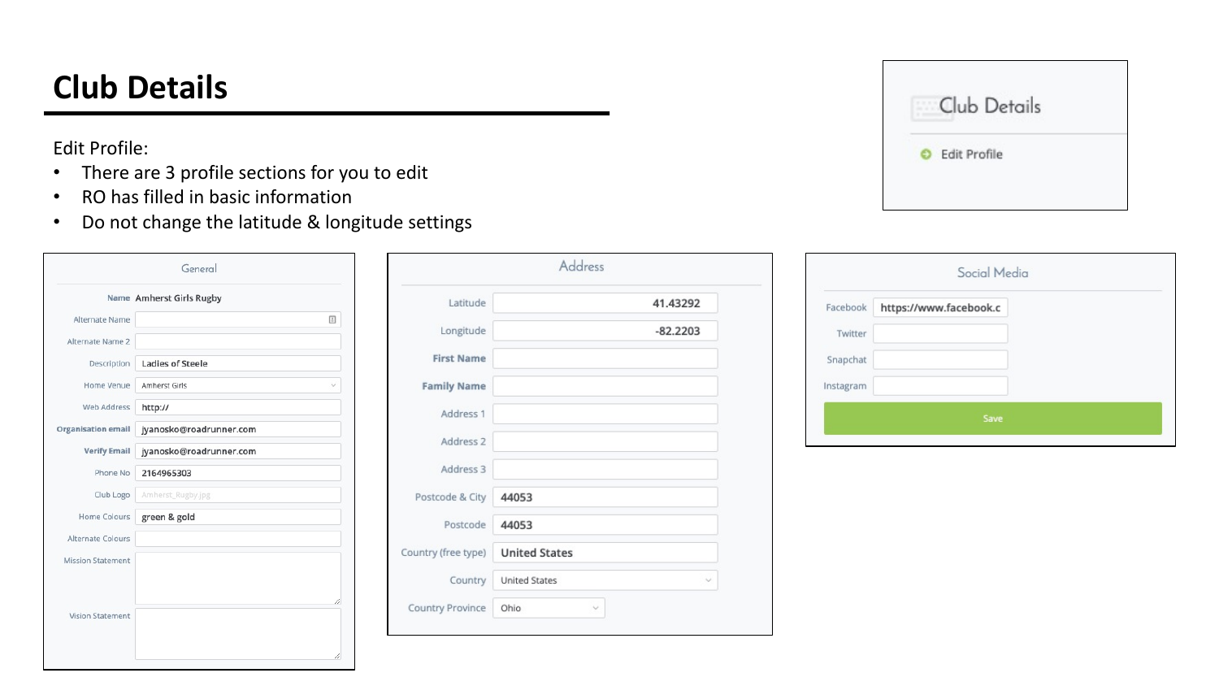# Club Details

Edit Profile:

- There are 3 profile sections for you to edit
- RO has filled in basic information
- Do not change the latitude & longitude settings

Club Details

- Edit Profile

**General**

| Field | Value |
|---|---|
| Name | Amherst Girls Rugby |
| Alternate Name | |
| Alternate Name 2 | |
| Description | Ladies of Steele |
| Home Venue | Amherst Girls |
| Web Address | http:// |
| Organisation email | jyanosko@roadrunner.com |
| Verify Email | jyanosko@roadrunner.com |
| Phone No | 2164965303 |
| Club Logo | Amherst_Rugby.jpg |
| Home Colours | green & gold |
| Alternate Colours | |
| Mission Statement | |
| Vision Statement | |

**Address**

| Field | Value |
|---|---|
| Latitude | 41.43292 |
| Longitude | -82.2203 |
| First Name | |
| Family Name | |
| Address 1 | |
| Address 2 | |
| Address 3 | |
| Postcode & City | 44053 |
| Postcode | 44053 |
| Country (free type) | United States |
| Country | United States |
| Country Province | Ohio |

**Social Media**

| Field | Value |
|---|---|
| Facebook | https://www.facebook.c |
| Twitter | |
| Snapchat | |
| Instagram | |

Save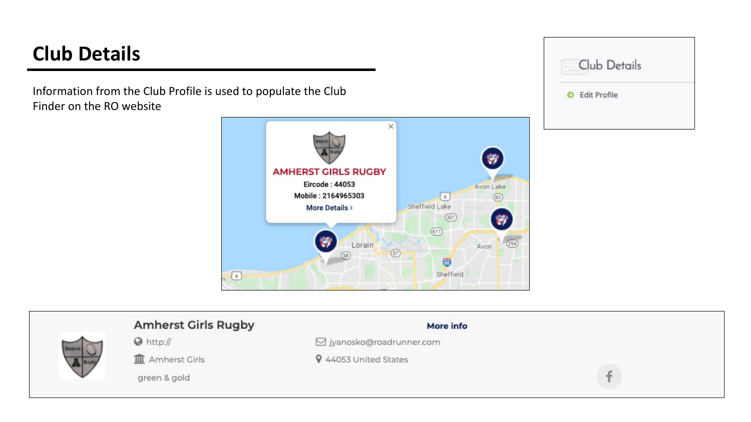# Club Details

Information from the Club Profile is used to populate the Club Finder on the RO website

Club Details

Edit Profile

AMHERST GIRLS RUGBY

Eircode : 44053

Mobile : 2164965303

More Details >

Amherst Girls Rugby

http://

Amherst Girls

green & gold

More info

jyanosko@roadrunner.com

44053 United States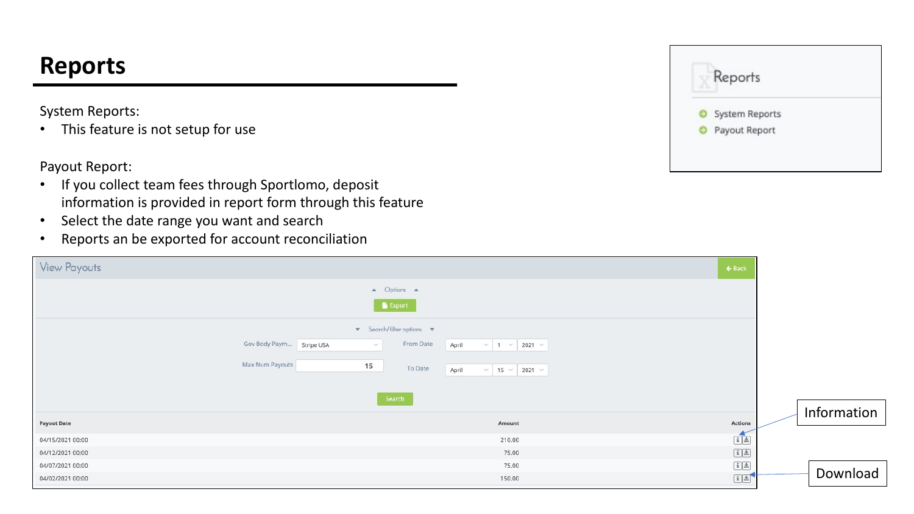# Reports

System Reports:

- This feature is not setup for use

Payout Report:

- If you collect team fees through Sportlomo, deposit information is provided in report form through this feature
- Select the date range you want and search
- Reports an be exported for account reconciliation

Reports

- System Reports
- Payout Report

View Payouts

Back

Options

Export

Search/filter options

Gov Body Paym... Stripe USA

From Date April 1 2021

Max Num Payouts 15

To Date April 15 2021

Search

| Payout Date | Amount | Actions |
| --- | --- | --- |
| 04/15/2021 00:00 | 210.00 | |
| 04/12/2021 00:00 | 75.00 | |
| 04/07/2021 00:00 | 75.00 | |
| 04/02/2021 00:00 | 150.00 | |

Information

Download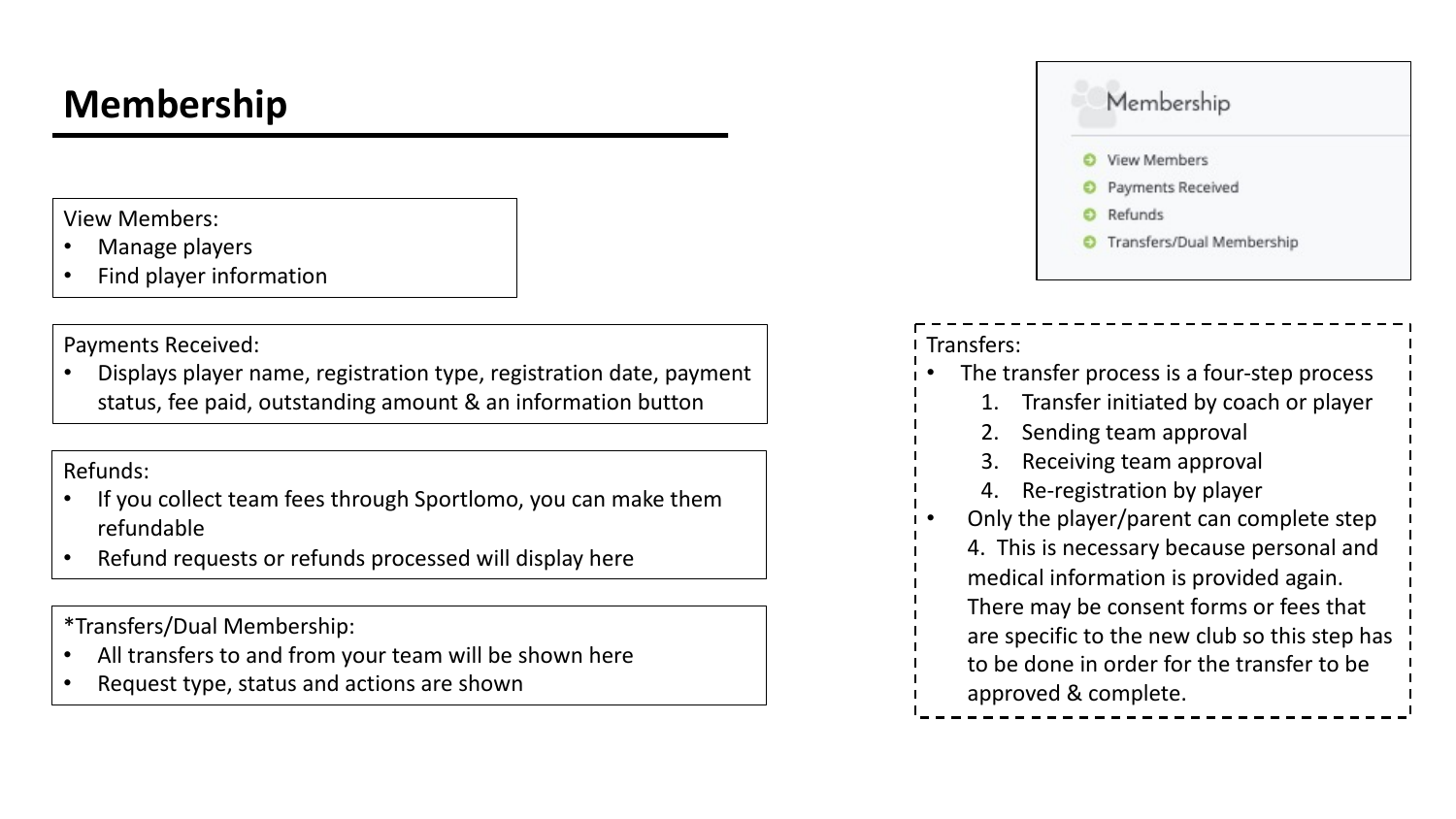# Membership

Membership

- View Members
- Payments Received
- Refunds
- Transfers/Dual Membership

View Members:

- Manage players
- Find player information

Payments Received:

- Displays player name, registration type, registration date, payment status, fee paid, outstanding amount & an information button

Refunds:

- If you collect team fees through Sportlomo, you can make them refundable
- Refund requests or refunds processed will display here

*Transfers/Dual Membership:

- All transfers to and from your team will be shown here
- Request type, status and actions are shown

Transfers:

- The transfer process is a four-step process
  1. Transfer initiated by coach or player
  2. Sending team approval
  3. Receiving team approval
  4. Re-registration by player
- Only the player/parent can complete step 4. This is necessary because personal and medical information is provided again. There may be consent forms or fees that are specific to the new club so this step has to be done in order for the transfer to be approved & complete.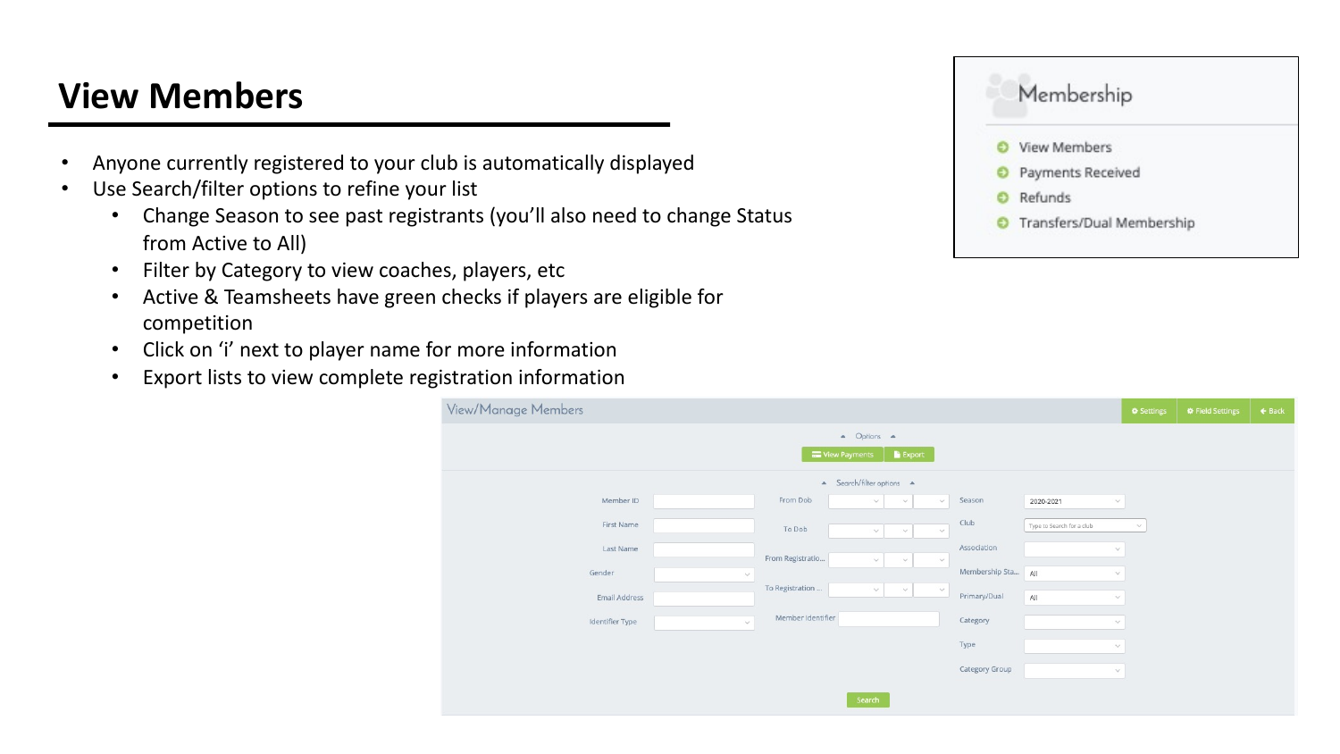# View Members

- Anyone currently registered to your club is automatically displayed
- Use Search/filter options to refine your list
  - Change Season to see past registrants (you'll also need to change Status from Active to All)
  - Filter by Category to view coaches, players, etc
  - Active & Teamsheets have green checks if players are eligible for competition
  - Click on 'i' next to player name for more information
  - Export lists to view complete registration information

Membership

- View Members
- Payments Received
- Refunds
- Transfers/Dual Membership

View/Manage Members

Settings | Field Settings | Back

Options

View Payments | Export

Search/filter options

| | | | | | |
|---|---|---|---|---|---|
| Member ID | | From Dob | | Season | 2020-2021 |
| First Name | | To Dob | | Club | Type to Search for a club |
| Last Name | | From Registratio... | | Association | |
| Gender | | To Registration ... | | Membership Sta... | All |
| Email Address | | Member Identifier | | Primary/Dual | All |
| Identifier Type | | | | Category | |
| | | | | Type | |
| | | | | Category Group | |

Search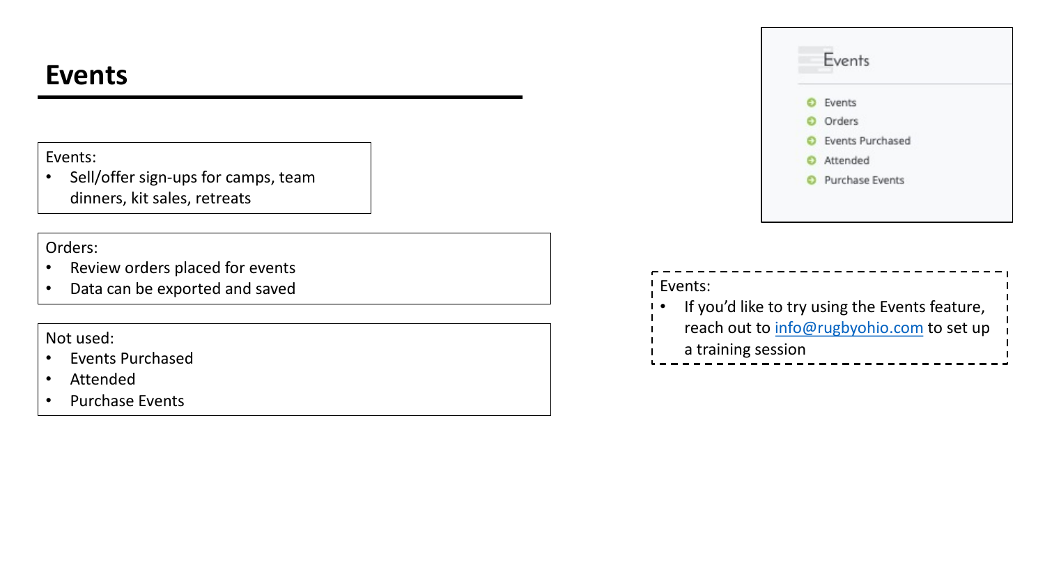# Events

Events:
- Sell/offer sign-ups for camps, team dinners, kit sales, retreats

Orders:
- Review orders placed for events
- Data can be exported and saved

Not used:
- Events Purchased
- Attended
- Purchase Events

Events

- Events
- Orders
- Events Purchased
- Attended
- Purchase Events

Events:
- If you'd like to try using the Events feature, reach out to info@rugbyohio.com to set up a training session